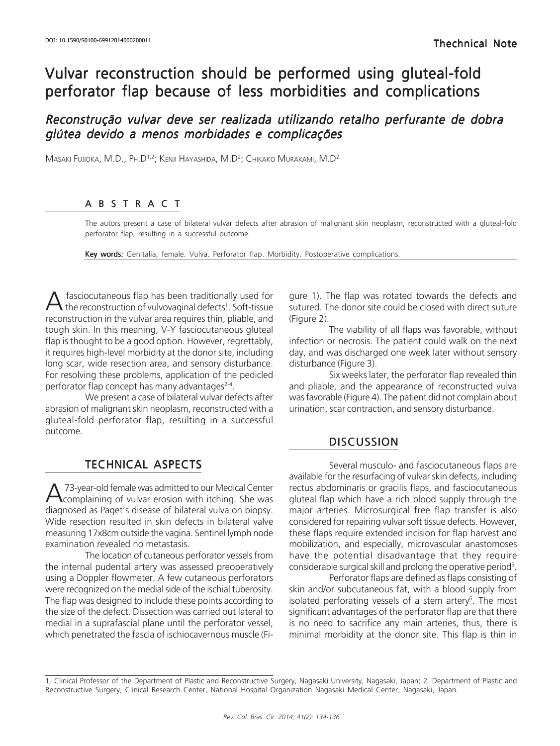DOI: 10.1590/S0100-69912014000200011

Thechnical Note

# Vulvar reconstruction should be performed using gluteal-fold perforator flap because of less morbidities and complications

## *Reconstrução vulvar deve ser realizada utilizando retalho perfurante de dobra glútea devido a menos morbidades e complicações*

MASAKI FUJIOKA, M.D., PH.D[1,2]; KENJI HAYASHIDA, M.D[2]; CHIKAKO MURAKAMI, M.D[2]

## ABSTRACT

The autors present a case of bilateral vulvar defects after abrasion of malignant skin neoplasm, reconstructed with a gluteal-fold perforator flap, resulting in a successful outcome.

**Key words:** Genitalia, female. Vulva. Perforator flap. Morbidity. Postoperative complications.

A fasciocutaneous flap has been traditionally used for the reconstruction of vulvovaginal defects[1]. Soft-tissue reconstruction in the vulvar area requires thin, pliable, and tough skin. In this meaning, V-Y fasciocutaneous gluteal flap is thought to be a good option. However, regrettably, it requires high-level morbidity at the donor site, including long scar, wide resection area, and sensory disturbance. For resolving these problems, application of the pedicled perforator flap concept has many advantages[2-4].

We present a case of bilateral vulvar defects after abrasion of malignant skin neoplasm, reconstructed with a gluteal-fold perforator flap, resulting in a successful outcome.

## TECHNICAL ASPECTS

A 73-year-old female was admitted to our Medical Center complaining of vulvar erosion with itching. She was diagnosed as Paget's disease of bilateral vulva on biopsy. Wide resection resulted in skin defects in bilateral valve measuring 17x8cm outside the vagina. Sentinel lymph node examination revealed no metastasis.

The location of cutaneous perforator vessels from the internal pudental artery was assessed preoperatively using a Doppler flowmeter. A few cutaneous perforators were recognized on the medial side of the ischial tuberosity. The flap was designed to include these points according to the size of the defect. Dissection was carried out lateral to medial in a suprafascial plane until the perforator vessel, which penetrated the fascia of ischiocavernous muscle (Figure 1). The flap was rotated towards the defects and sutured. The donor site could be closed with direct suture (Figure 2).

The viability of all flaps was favorable, without infection or necrosis. The patient could walk on the next day, and was discharged one week later without sensory disturbance (Figure 3).

Six weeks later, the perforator flap revealed thin and pliable, and the appearance of reconstructed vulva was favorable (Figure 4). The patient did not complain about urination, scar contraction, and sensory disturbance.

## DISCUSSION

Several musculo- and fasciocutaneous flaps are available for the resurfacing of vulvar skin defects, including rectus abdominaris or gracilis flaps, and fasciocutaneous gluteal flap which have a rich blood supply through the major arteries. Microsurgical free flap transfer is also considered for repairing vulvar soft tissue defects. However, these flaps require extended incision for flap harvest and mobilization, and especially, microvascular anastomoses have the potential disadvantage that they require considerable surgical skill and prolong the operative period[5].

Perforator flaps are defined as flaps consisting of skin and/or subcutaneous fat, with a blood supply from isolated perforating vessels of a stem artery[6]. The most significant advantages of the perforator flap are that there is no need to sacrifice any main arteries, thus, there is minimal morbidity at the donor site. This flap is thin in

1. Clinical Professor of the Department of Plastic and Reconstructive Surgery, Nagasaki University, Nagasaki, Japan; 2. Department of Plastic and Reconstructive Surgery, Clinical Research Center, National Hospital Organization Nagasaki Medical Center, Nagasaki, Japan.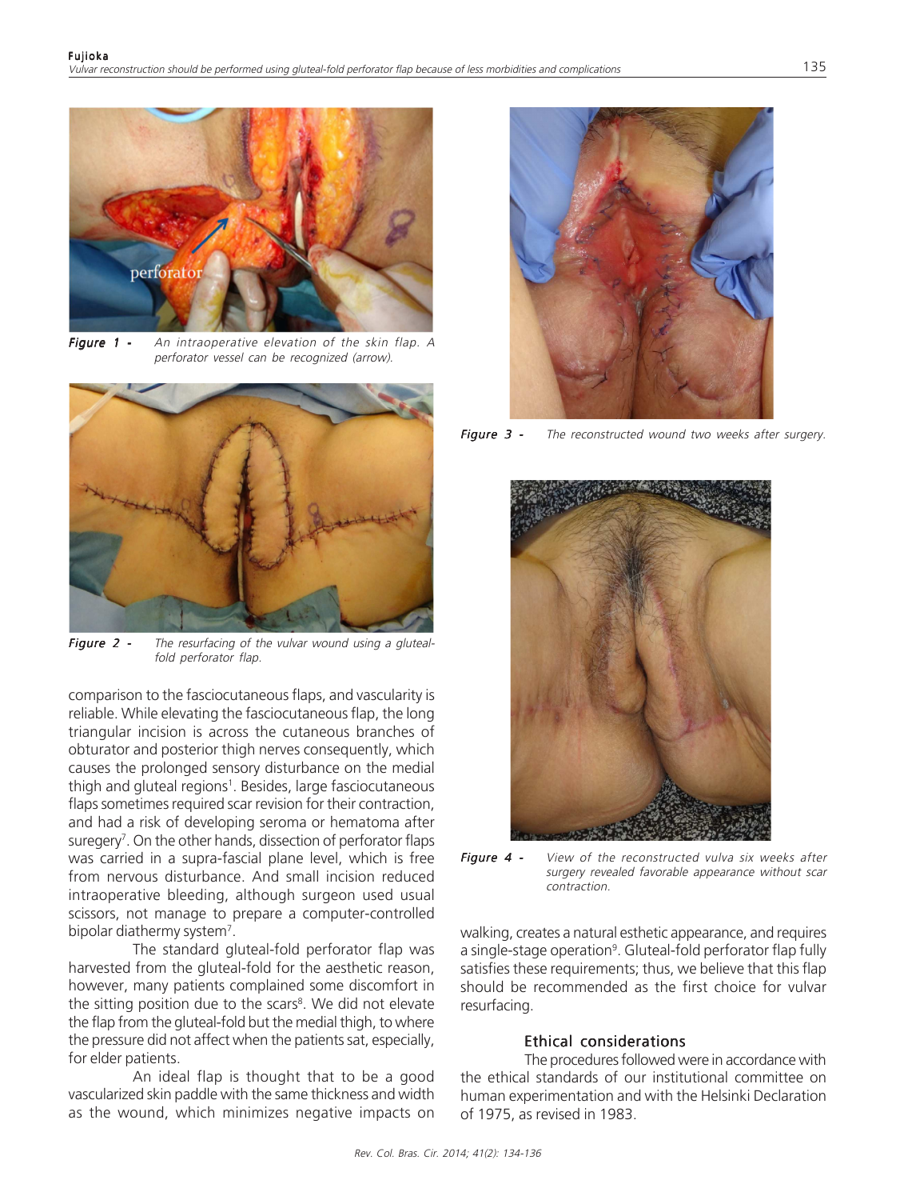Figure 1 - An intraoperative elevation of the skin flap. A perforator vessel can be recognized (arrow).

Figure 2 - The resurfacing of the vulvar wound using a gluteal-fold perforator flap.

comparison to the fasciocutaneous flaps, and vascularity is reliable. While elevating the fasciocutaneous flap, the long triangular incision is across the cutaneous branches of obturator and posterior thigh nerves consequently, which causes the prolonged sensory disturbance on the medial thigh and gluteal regions[1]. Besides, large fasciocutaneous flaps sometimes required scar revision for their contraction, and had a risk of developing seroma or hematoma after suregery[7]. On the other hands, dissection of perforator flaps was carried in a supra-fascial plane level, which is free from nervous disturbance. And small incision reduced intraoperative bleeding, although surgeon used usual scissors, not manage to prepare a computer-controlled bipolar diathermy system[7].

The standard gluteal-fold perforator flap was harvested from the gluteal-fold for the aesthetic reason, however, many patients complained some discomfort in the sitting position due to the scars[8]. We did not elevate the flap from the gluteal-fold but the medial thigh, to where the pressure did not affect when the patients sat, especially, for elder patients.

An ideal flap is thought that to be a good vascularized skin paddle with the same thickness and width as the wound, which minimizes negative impacts on walking, creates a natural esthetic appearance, and requires a single-stage operation[9]. Gluteal-fold perforator flap fully satisfies these requirements; thus, we believe that this flap should be recommended as the first choice for vulvar resurfacing.

Figure 3 - The reconstructed wound two weeks after surgery.

Figure 4 - View of the reconstructed vulva six weeks after surgery revealed favorable appearance without scar contraction.

## Ethical considerations

The procedures followed were in accordance with the ethical standards of our institutional committee on human experimentation and with the Helsinki Declaration of 1975, as revised in 1983.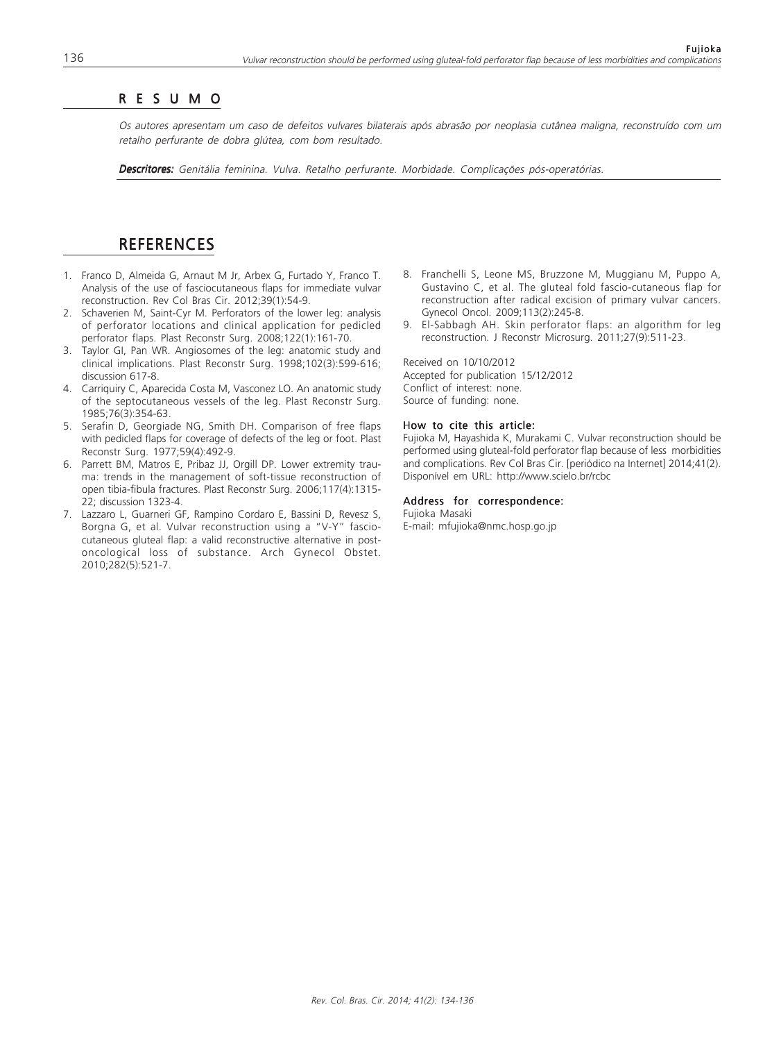## RESUMO

*Os autores apresentam um caso de defeitos vulvares bilaterais após abrasão por neoplasia cutânea maligna, reconstruído com um retalho perfurante de dobra glútea, com bom resultado.*

***Descritores:*** *Genitália feminina. Vulva. Retalho perfurante. Morbidade. Complicações pós-operatórias.*

## REFERENCES

1. Franco D, Almeida G, Arnaut M Jr, Arbex G, Furtado Y, Franco T. Analysis of the use of fasciocutaneous flaps for immediate vulvar reconstruction. Rev Col Bras Cir. 2012;39(1):54-9.
2. Schaverien M, Saint-Cyr M. Perforators of the lower leg: analysis of perforator locations and clinical application for pedicled perforator flaps. Plast Reconstr Surg. 2008;122(1):161-70.
3. Taylor GI, Pan WR. Angiosomes of the leg: anatomic study and clinical implications. Plast Reconstr Surg. 1998;102(3):599-616; discussion 617-8.
4. Carriquiry C, Aparecida Costa M, Vasconez LO. An anatomic study of the septocutaneous vessels of the leg. Plast Reconstr Surg. 1985;76(3):354-63.
5. Serafin D, Georgiade NG, Smith DH. Comparison of free flaps with pedicled flaps for coverage of defects of the leg or foot. Plast Reconstr Surg. 1977;59(4):492-9.
6. Parrett BM, Matros E, Pribaz JJ, Orgill DP. Lower extremity trauma: trends in the management of soft-tissue reconstruction of open tibia-fibula fractures. Plast Reconstr Surg. 2006;117(4):1315-22; discussion 1323-4.
7. Lazzaro L, Guarneri GF, Rampino Cordaro E, Bassini D, Revesz S, Borgna G, et al. Vulvar reconstruction using a "V-Y" fascio-cutaneous gluteal flap: a valid reconstructive alternative in post-oncological loss of substance. Arch Gynecol Obstet. 2010;282(5):521-7.
8. Franchelli S, Leone MS, Bruzzone M, Muggianu M, Puppo A, Gustavino C, et al. The gluteal fold fascio-cutaneous flap for reconstruction after radical excision of primary vulvar cancers. Gynecol Oncol. 2009;113(2):245-8.
9. El-Sabbagh AH. Skin perforator flaps: an algorithm for leg reconstruction. J Reconstr Microsurg. 2011;27(9):511-23.

Received on 10/10/2012
Accepted for publication 15/12/2012
Conflict of interest: none.
Source of funding: none.

**How to cite this article:**

Fujioka M, Hayashida K, Murakami C. Vulvar reconstruction should be performed using gluteal-fold perforator flap because of less morbidities and complications. Rev Col Bras Cir. [periódico na Internet] 2014;41(2). Disponível em URL: http://www.scielo.br/rcbc

**Address for correspondence:**

Fujioka Masaki
E-mail: mfujioka@nmc.hosp.go.jp